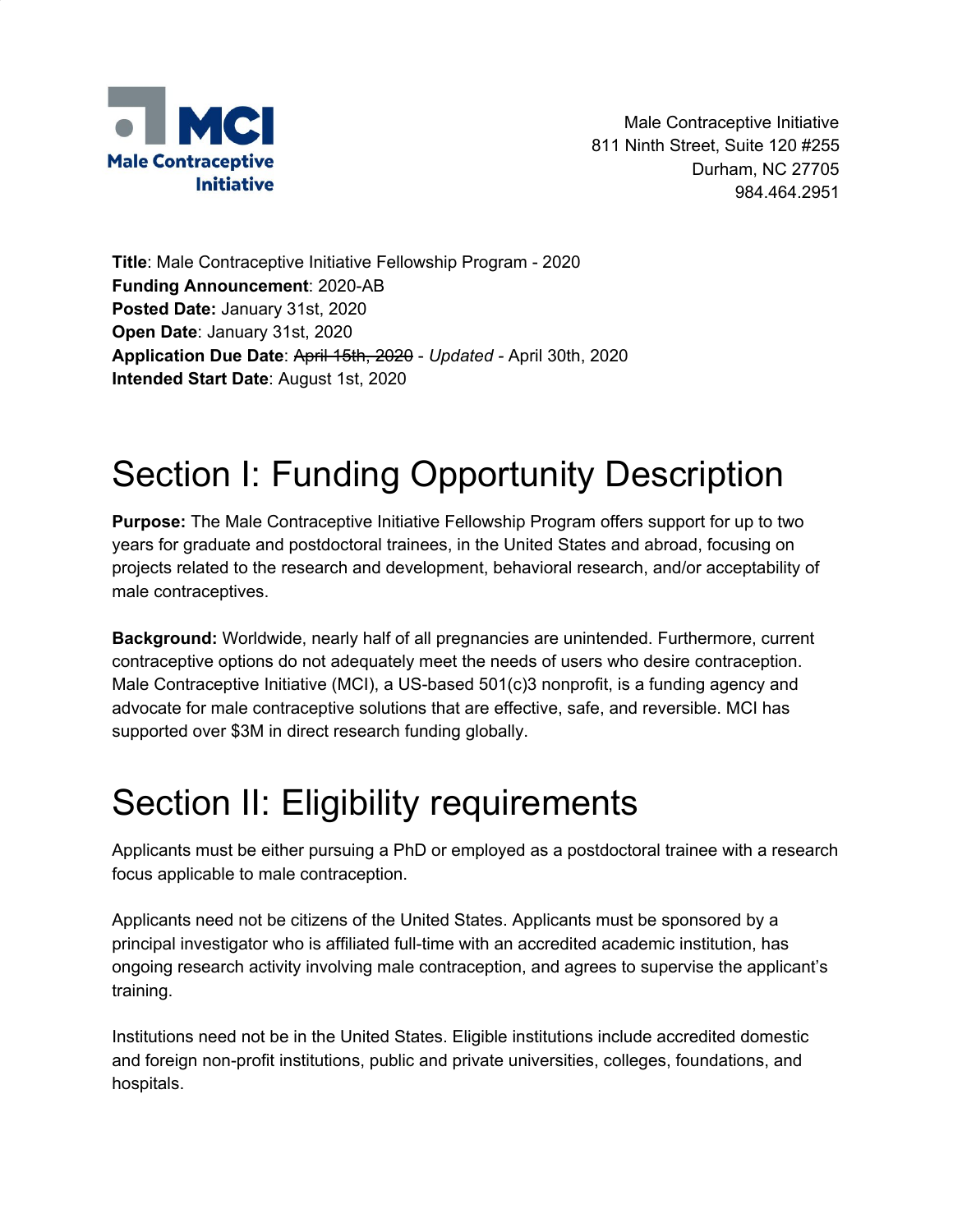MCI Male Contraceptive Initiative

Male Contraceptive Initiative
811 Ninth Street, Suite 120 #255
Durham, NC 27705
984.464.2951

**Title**: Male Contraceptive Initiative Fellowship Program - 2020
**Funding Announcement**: 2020-AB
**Posted Date:** January 31st, 2020
**Open Date**: January 31st, 2020
**Application Due Date**: ~~April 15th, 2020~~ - *Updated* - April 30th, 2020
**Intended Start Date**: August 1st, 2020

# Section I: Funding Opportunity Description

**Purpose:** The Male Contraceptive Initiative Fellowship Program offers support for up to two years for graduate and postdoctoral trainees, in the United States and abroad, focusing on projects related to the research and development, behavioral research, and/or acceptability of male contraceptives.

**Background:** Worldwide, nearly half of all pregnancies are unintended. Furthermore, current contraceptive options do not adequately meet the needs of users who desire contraception. Male Contraceptive Initiative (MCI), a US-based 501(c)3 nonprofit, is a funding agency and advocate for male contraceptive solutions that are effective, safe, and reversible. MCI has supported over $3M in direct research funding globally.

# Section II: Eligibility requirements

Applicants must be either pursuing a PhD or employed as a postdoctoral trainee with a research focus applicable to male contraception.

Applicants need not be citizens of the United States. Applicants must be sponsored by a principal investigator who is affiliated full-time with an accredited academic institution, has ongoing research activity involving male contraception, and agrees to supervise the applicant's training.

Institutions need not be in the United States. Eligible institutions include accredited domestic and foreign non-profit institutions, public and private universities, colleges, foundations, and hospitals.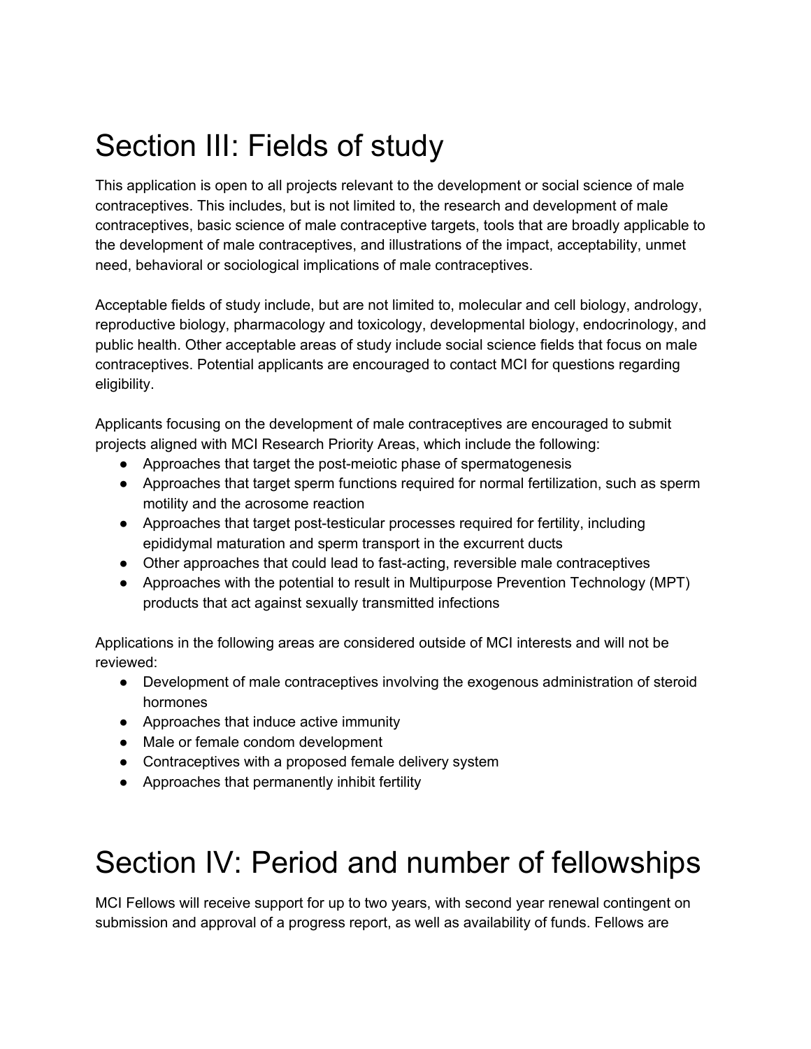# Section III: Fields of study

This application is open to all projects relevant to the development or social science of male contraceptives. This includes, but is not limited to, the research and development of male contraceptives, basic science of male contraceptive targets, tools that are broadly applicable to the development of male contraceptives, and illustrations of the impact, acceptability, unmet need, behavioral or sociological implications of male contraceptives.

Acceptable fields of study include, but are not limited to, molecular and cell biology, andrology, reproductive biology, pharmacology and toxicology, developmental biology, endocrinology, and public health. Other acceptable areas of study include social science fields that focus on male contraceptives. Potential applicants are encouraged to contact MCI for questions regarding eligibility.

Applicants focusing on the development of male contraceptives are encouraged to submit projects aligned with MCI Research Priority Areas, which include the following:

- Approaches that target the post-meiotic phase of spermatogenesis
- Approaches that target sperm functions required for normal fertilization, such as sperm motility and the acrosome reaction
- Approaches that target post-testicular processes required for fertility, including epididymal maturation and sperm transport in the excurrent ducts
- Other approaches that could lead to fast-acting, reversible male contraceptives
- Approaches with the potential to result in Multipurpose Prevention Technology (MPT) products that act against sexually transmitted infections

Applications in the following areas are considered outside of MCI interests and will not be reviewed:

- Development of male contraceptives involving the exogenous administration of steroid hormones
- Approaches that induce active immunity
- Male or female condom development
- Contraceptives with a proposed female delivery system
- Approaches that permanently inhibit fertility

# Section IV: Period and number of fellowships

MCI Fellows will receive support for up to two years, with second year renewal contingent on submission and approval of a progress report, as well as availability of funds. Fellows are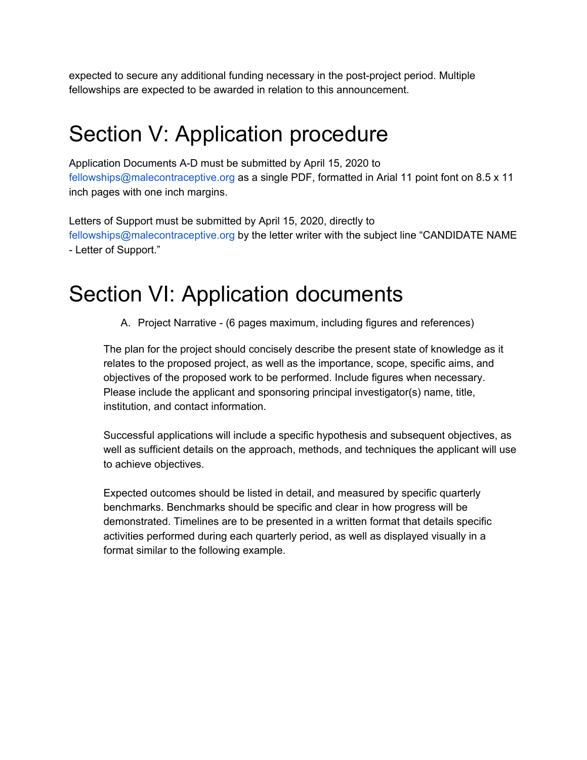expected to secure any additional funding necessary in the post-project period. Multiple fellowships are expected to be awarded in relation to this announcement.

# Section V: Application procedure

Application Documents A-D must be submitted by April 15, 2020 to fellowships@malecontraceptive.org as a single PDF, formatted in Arial 11 point font on 8.5 x 11 inch pages with one inch margins.

Letters of Support must be submitted by April 15, 2020, directly to fellowships@malecontraceptive.org by the letter writer with the subject line "CANDIDATE NAME - Letter of Support."

# Section VI: Application documents

A. Project Narrative - (6 pages maximum, including figures and references)

The plan for the project should concisely describe the present state of knowledge as it relates to the proposed project, as well as the importance, scope, specific aims, and objectives of the proposed work to be performed. Include figures when necessary. Please include the applicant and sponsoring principal investigator(s) name, title, institution, and contact information.

Successful applications will include a specific hypothesis and subsequent objectives, as well as sufficient details on the approach, methods, and techniques the applicant will use to achieve objectives.

Expected outcomes should be listed in detail, and measured by specific quarterly benchmarks. Benchmarks should be specific and clear in how progress will be demonstrated. Timelines are to be presented in a written format that details specific activities performed during each quarterly period, as well as displayed visually in a format similar to the following example.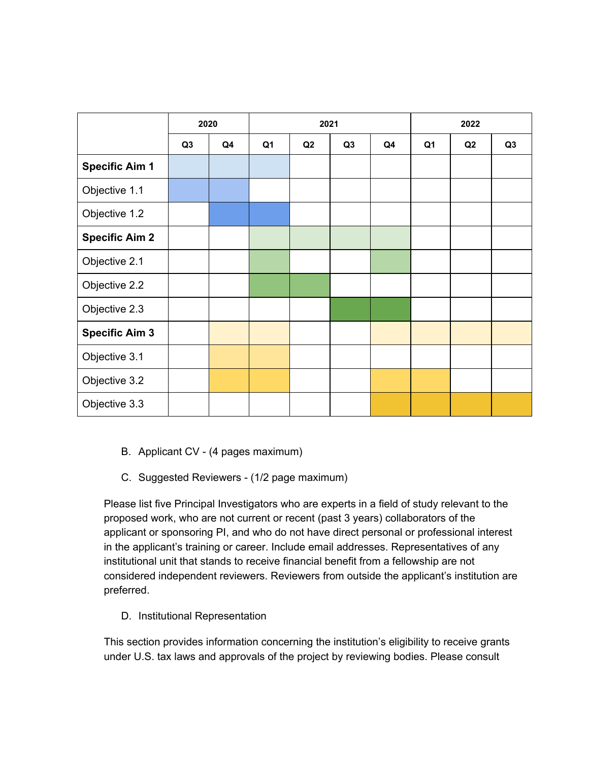| | 2020 | | 2021 | | | | 2022 | | |
|---|---|---|---|---|---|---|---|---|---|
| | Q3 | Q4 | Q1 | Q2 | Q3 | Q4 | Q1 | Q2 | Q3 |
| **Specific Aim 1** | ■ | ■ | ■ | | | | | | |
| Objective 1.1 | ■ | ■ | | | | | | | |
| Objective 1.2 | | ■ | ■ | | | | | | |
| **Specific Aim 2** | | | ■ | ■ | ■ | ■ | | | |
| Objective 2.1 | | | ■ | | | ■ | | | |
| Objective 2.2 | | | ■ | ■ | | | | | |
| Objective 2.3 | | | | | ■ | ■ | | | |
| **Specific Aim 3** | | ■ | ■ | | | ■ | ■ | ■ | ■ |
| Objective 3.1 | | ■ | ■ | | | | | | |
| Objective 3.2 | | ■ | ■ | | | ■ | ■ | | |
| Objective 3.3 | | | | | | ■ | ■ | ■ | ■ |

B. Applicant CV - (4 pages maximum)

C. Suggested Reviewers - (1/2 page maximum)

Please list five Principal Investigators who are experts in a field of study relevant to the proposed work, who are not current or recent (past 3 years) collaborators of the applicant or sponsoring PI, and who do not have direct personal or professional interest in the applicant's training or career. Include email addresses. Representatives of any institutional unit that stands to receive financial benefit from a fellowship are not considered independent reviewers. Reviewers from outside the applicant's institution are preferred.

D. Institutional Representation

This section provides information concerning the institution's eligibility to receive grants under U.S. tax laws and approvals of the project by reviewing bodies. Please consult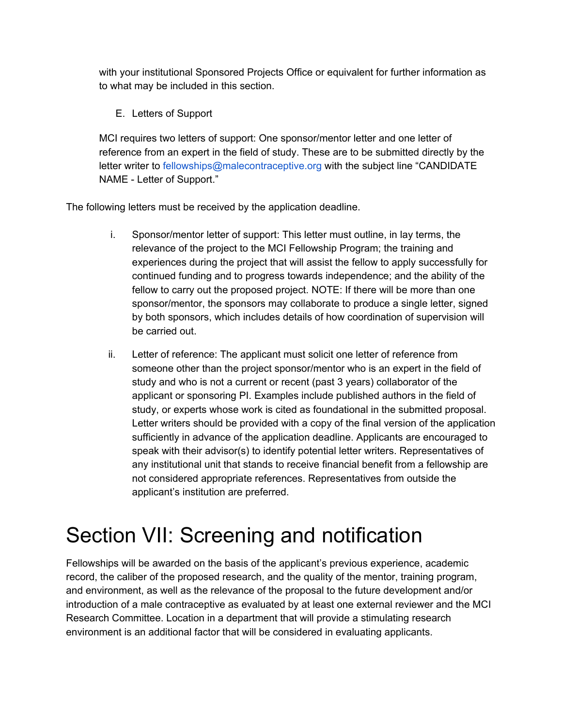with your institutional Sponsored Projects Office or equivalent for further information as to what may be included in this section.

E. Letters of Support

MCI requires two letters of support: One sponsor/mentor letter and one letter of reference from an expert in the field of study. These are to be submitted directly by the letter writer to fellowships@malecontraceptive.org with the subject line "CANDIDATE NAME - Letter of Support."

The following letters must be received by the application deadline.

i. Sponsor/mentor letter of support: This letter must outline, in lay terms, the relevance of the project to the MCI Fellowship Program; the training and experiences during the project that will assist the fellow to apply successfully for continued funding and to progress towards independence; and the ability of the fellow to carry out the proposed project. NOTE: If there will be more than one sponsor/mentor, the sponsors may collaborate to produce a single letter, signed by both sponsors, which includes details of how coordination of supervision will be carried out.

ii. Letter of reference: The applicant must solicit one letter of reference from someone other than the project sponsor/mentor who is an expert in the field of study and who is not a current or recent (past 3 years) collaborator of the applicant or sponsoring PI. Examples include published authors in the field of study, or experts whose work is cited as foundational in the submitted proposal. Letter writers should be provided with a copy of the final version of the application sufficiently in advance of the application deadline. Applicants are encouraged to speak with their advisor(s) to identify potential letter writers. Representatives of any institutional unit that stands to receive financial benefit from a fellowship are not considered appropriate references. Representatives from outside the applicant's institution are preferred.

# Section VII: Screening and notification

Fellowships will be awarded on the basis of the applicant's previous experience, academic record, the caliber of the proposed research, and the quality of the mentor, training program, and environment, as well as the relevance of the proposal to the future development and/or introduction of a male contraceptive as evaluated by at least one external reviewer and the MCI Research Committee. Location in a department that will provide a stimulating research environment is an additional factor that will be considered in evaluating applicants.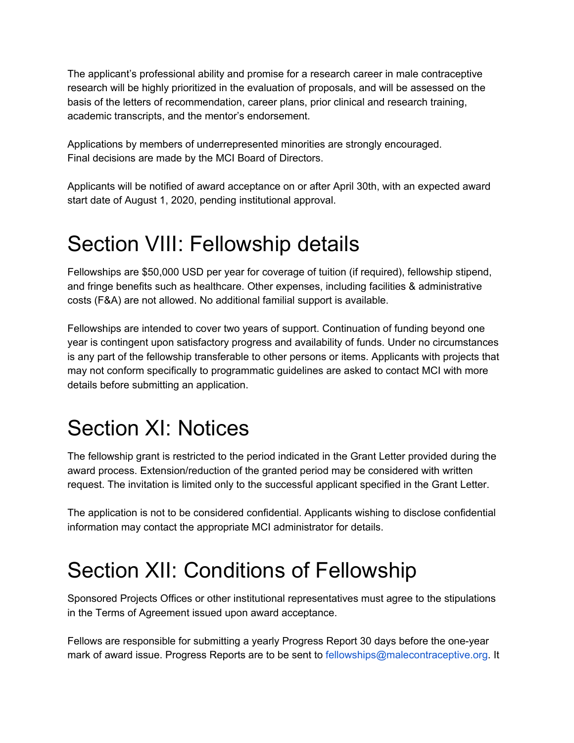The applicant's professional ability and promise for a research career in male contraceptive research will be highly prioritized in the evaluation of proposals, and will be assessed on the basis of the letters of recommendation, career plans, prior clinical and research training, academic transcripts, and the mentor's endorsement.

Applications by members of underrepresented minorities are strongly encouraged.
Final decisions are made by the MCI Board of Directors.

Applicants will be notified of award acceptance on or after April 30th, with an expected award start date of August 1, 2020, pending institutional approval.

# Section VIII: Fellowship details

Fellowships are $50,000 USD per year for coverage of tuition (if required), fellowship stipend, and fringe benefits such as healthcare. Other expenses, including facilities & administrative costs (F&A) are not allowed. No additional familial support is available.

Fellowships are intended to cover two years of support. Continuation of funding beyond one year is contingent upon satisfactory progress and availability of funds. Under no circumstances is any part of the fellowship transferable to other persons or items. Applicants with projects that may not conform specifically to programmatic guidelines are asked to contact MCI with more details before submitting an application.

# Section XI: Notices

The fellowship grant is restricted to the period indicated in the Grant Letter provided during the award process. Extension/reduction of the granted period may be considered with written request. The invitation is limited only to the successful applicant specified in the Grant Letter.

The application is not to be considered confidential. Applicants wishing to disclose confidential information may contact the appropriate MCI administrator for details.

# Section XII: Conditions of Fellowship

Sponsored Projects Offices or other institutional representatives must agree to the stipulations in the Terms of Agreement issued upon award acceptance.

Fellows are responsible for submitting a yearly Progress Report 30 days before the one-year mark of award issue. Progress Reports are to be sent to fellowships@malecontraceptive.org. It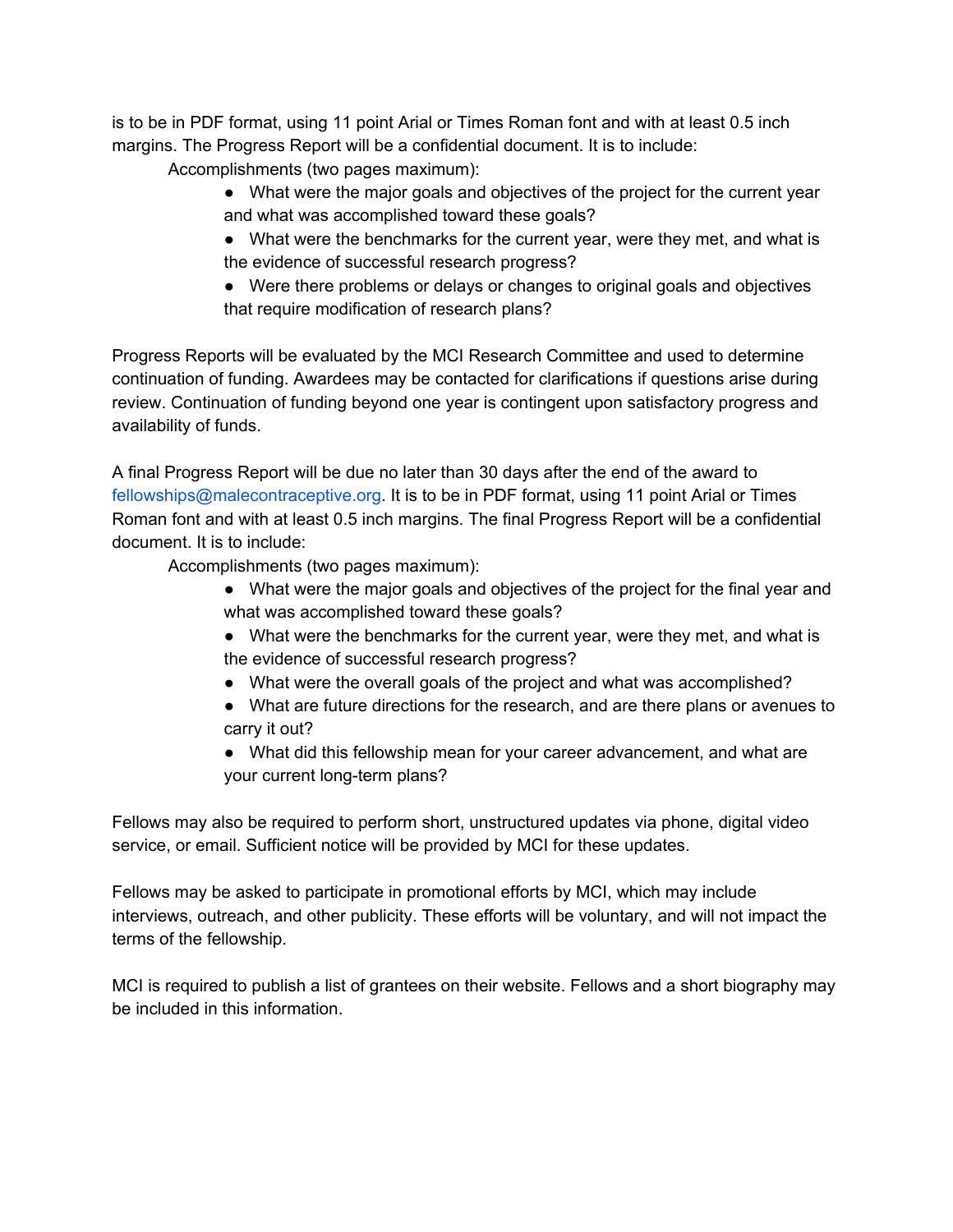is to be in PDF format, using 11 point Arial or Times Roman font and with at least 0.5 inch margins. The Progress Report will be a confidential document. It is to include:

Accomplishments (two pages maximum):

- What were the major goals and objectives of the project for the current year and what was accomplished toward these goals?
- What were the benchmarks for the current year, were they met, and what is the evidence of successful research progress?
- Were there problems or delays or changes to original goals and objectives that require modification of research plans?

Progress Reports will be evaluated by the MCI Research Committee and used to determine continuation of funding. Awardees may be contacted for clarifications if questions arise during review. Continuation of funding beyond one year is contingent upon satisfactory progress and availability of funds.

A final Progress Report will be due no later than 30 days after the end of the award to fellowships@malecontraceptive.org. It is to be in PDF format, using 11 point Arial or Times Roman font and with at least 0.5 inch margins. The final Progress Report will be a confidential document. It is to include:

Accomplishments (two pages maximum):

- What were the major goals and objectives of the project for the final year and what was accomplished toward these goals?
- What were the benchmarks for the current year, were they met, and what is the evidence of successful research progress?
- What were the overall goals of the project and what was accomplished?
- What are future directions for the research, and are there plans or avenues to carry it out?
- What did this fellowship mean for your career advancement, and what are your current long-term plans?

Fellows may also be required to perform short, unstructured updates via phone, digital video service, or email. Sufficient notice will be provided by MCI for these updates.

Fellows may be asked to participate in promotional efforts by MCI, which may include interviews, outreach, and other publicity. These efforts will be voluntary, and will not impact the terms of the fellowship.

MCI is required to publish a list of grantees on their website. Fellows and a short biography may be included in this information.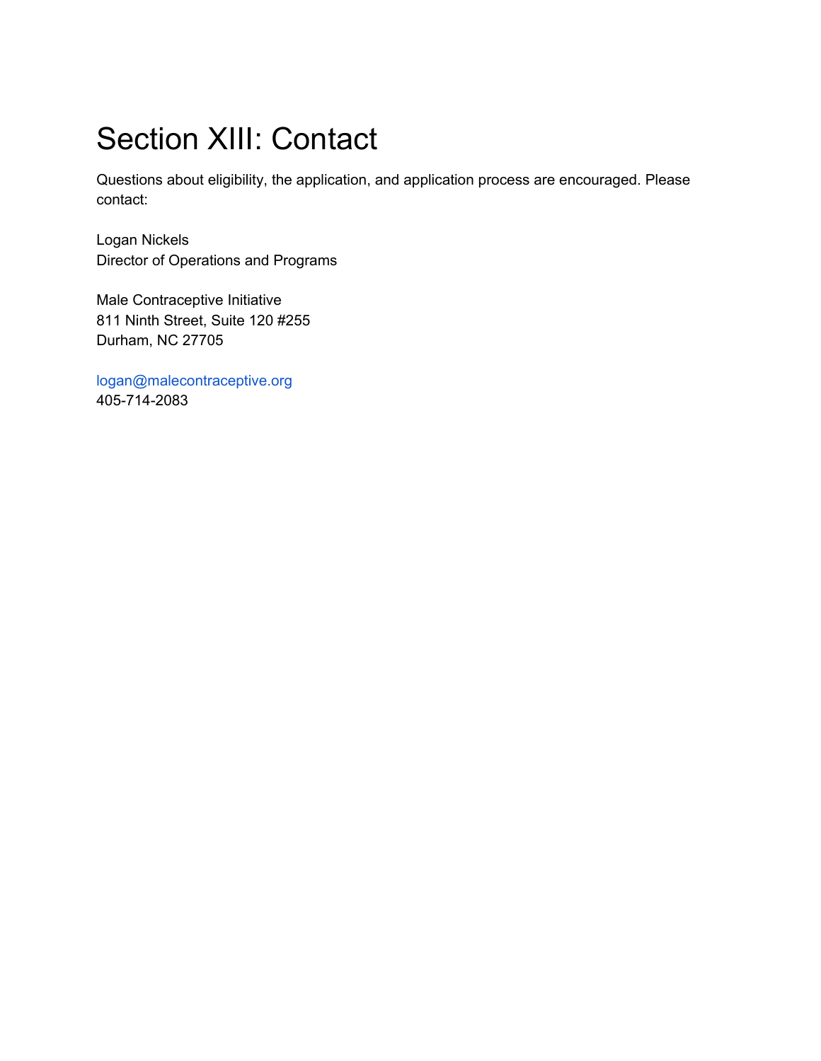# Section XIII: Contact

Questions about eligibility, the application, and application process are encouraged. Please contact:

Logan Nickels
Director of Operations and Programs

Male Contraceptive Initiative
811 Ninth Street, Suite 120 #255
Durham, NC 27705

logan@malecontraceptive.org
405-714-2083